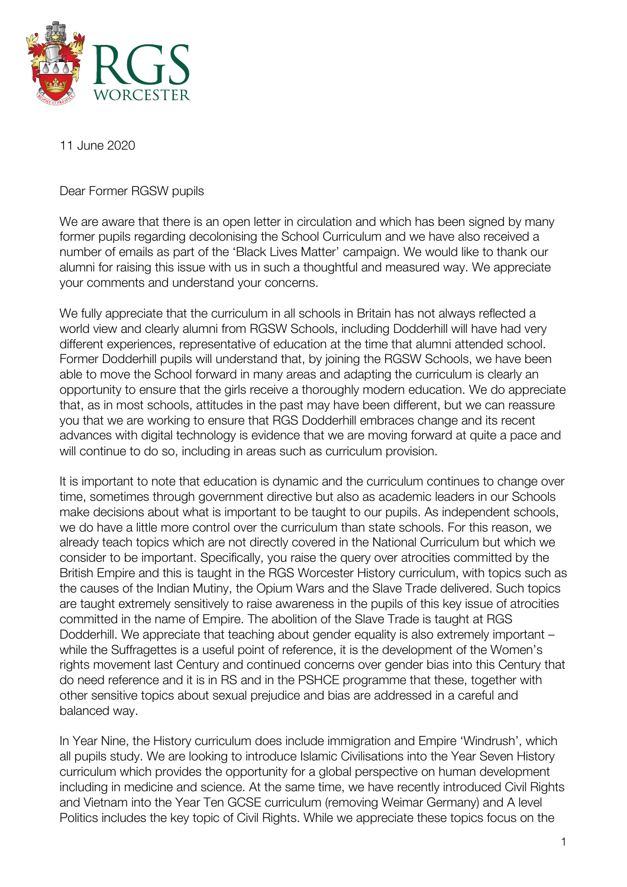11 June 2020

Dear Former RGSW pupils

We are aware that there is an open letter in circulation and which has been signed by many former pupils regarding decolonising the School Curriculum and we have also received a number of emails as part of the 'Black Lives Matter' campaign. We would like to thank our alumni for raising this issue with us in such a thoughtful and measured way. We appreciate your comments and understand your concerns.

We fully appreciate that the curriculum in all schools in Britain has not always reflected a world view and clearly alumni from RGSW Schools, including Dodderhill will have had very different experiences, representative of education at the time that alumni attended school. Former Dodderhill pupils will understand that, by joining the RGSW Schools, we have been able to move the School forward in many areas and adapting the curriculum is clearly an opportunity to ensure that the girls receive a thoroughly modern education. We do appreciate that, as in most schools, attitudes in the past may have been different, but we can reassure you that we are working to ensure that RGS Dodderhill embraces change and its recent advances with digital technology is evidence that we are moving forward at quite a pace and will continue to do so, including in areas such as curriculum provision.

It is important to note that education is dynamic and the curriculum continues to change over time, sometimes through government directive but also as academic leaders in our Schools make decisions about what is important to be taught to our pupils. As independent schools, we do have a little more control over the curriculum than state schools. For this reason, we already teach topics which are not directly covered in the National Curriculum but which we consider to be important. Specifically, you raise the query over atrocities committed by the British Empire and this is taught in the RGS Worcester History curriculum, with topics such as the causes of the Indian Mutiny, the Opium Wars and the Slave Trade delivered. Such topics are taught extremely sensitively to raise awareness in the pupils of this key issue of atrocities committed in the name of Empire. The abolition of the Slave Trade is taught at RGS Dodderhill. We appreciate that teaching about gender equality is also extremely important – while the Suffragettes is a useful point of reference, it is the development of the Women's rights movement last Century and continued concerns over gender bias into this Century that do need reference and it is in RS and in the PSHCE programme that these, together with other sensitive topics about sexual prejudice and bias are addressed in a careful and balanced way.

In Year Nine, the History curriculum does include immigration and Empire 'Windrush', which all pupils study. We are looking to introduce Islamic Civilisations into the Year Seven History curriculum which provides the opportunity for a global perspective on human development including in medicine and science. At the same time, we have recently introduced Civil Rights and Vietnam into the Year Ten GCSE curriculum (removing Weimar Germany) and A level Politics includes the key topic of Civil Rights. While we appreciate these topics focus on the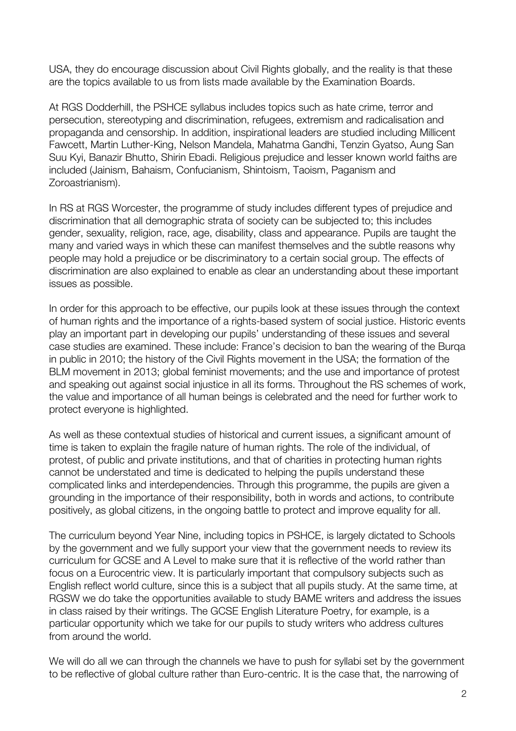USA, they do encourage discussion about Civil Rights globally, and the reality is that these are the topics available to us from lists made available by the Examination Boards.

At RGS Dodderhill, the PSHCE syllabus includes topics such as hate crime, terror and persecution, stereotyping and discrimination, refugees, extremism and radicalisation and propaganda and censorship. In addition, inspirational leaders are studied including Millicent Fawcett, Martin Luther-King, Nelson Mandela, Mahatma Gandhi, Tenzin Gyatso, Aung San Suu Kyi, Banazir Bhutto, Shirin Ebadi. Religious prejudice and lesser known world faiths are included (Jainism, Bahaism, Confucianism, Shintoism, Taoism, Paganism and Zoroastrianism).

In RS at RGS Worcester, the programme of study includes different types of prejudice and discrimination that all demographic strata of society can be subjected to; this includes gender, sexuality, religion, race, age, disability, class and appearance. Pupils are taught the many and varied ways in which these can manifest themselves and the subtle reasons why people may hold a prejudice or be discriminatory to a certain social group. The effects of discrimination are also explained to enable as clear an understanding about these important issues as possible.

In order for this approach to be effective, our pupils look at these issues through the context of human rights and the importance of a rights-based system of social justice. Historic events play an important part in developing our pupils' understanding of these issues and several case studies are examined. These include: France's decision to ban the wearing of the Burqa in public in 2010; the history of the Civil Rights movement in the USA; the formation of the BLM movement in 2013; global feminist movements; and the use and importance of protest and speaking out against social injustice in all its forms. Throughout the RS schemes of work, the value and importance of all human beings is celebrated and the need for further work to protect everyone is highlighted.

As well as these contextual studies of historical and current issues, a significant amount of time is taken to explain the fragile nature of human rights. The role of the individual, of protest, of public and private institutions, and that of charities in protecting human rights cannot be understated and time is dedicated to helping the pupils understand these complicated links and interdependencies. Through this programme, the pupils are given a grounding in the importance of their responsibility, both in words and actions, to contribute positively, as global citizens, in the ongoing battle to protect and improve equality for all.

The curriculum beyond Year Nine, including topics in PSHCE, is largely dictated to Schools by the government and we fully support your view that the government needs to review its curriculum for GCSE and A Level to make sure that it is reflective of the world rather than focus on a Eurocentric view. It is particularly important that compulsory subjects such as English reflect world culture, since this is a subject that all pupils study. At the same time, at RGSW we do take the opportunities available to study BAME writers and address the issues in class raised by their writings. The GCSE English Literature Poetry, for example, is a particular opportunity which we take for our pupils to study writers who address cultures from around the world.

We will do all we can through the channels we have to push for syllabi set by the government to be reflective of global culture rather than Euro-centric. It is the case that, the narrowing of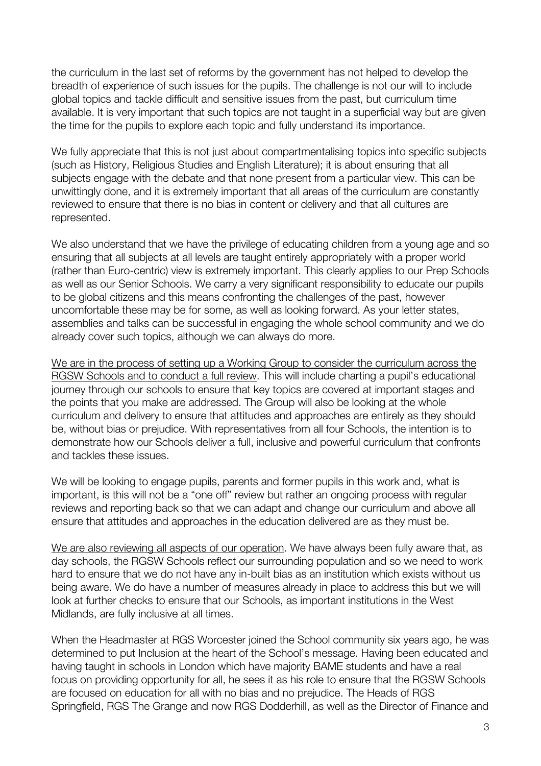the curriculum in the last set of reforms by the government has not helped to develop the breadth of experience of such issues for the pupils. The challenge is not our will to include global topics and tackle difficult and sensitive issues from the past, but curriculum time available. It is very important that such topics are not taught in a superficial way but are given the time for the pupils to explore each topic and fully understand its importance.

We fully appreciate that this is not just about compartmentalising topics into specific subjects (such as History, Religious Studies and English Literature); it is about ensuring that all subjects engage with the debate and that none present from a particular view. This can be unwittingly done, and it is extremely important that all areas of the curriculum are constantly reviewed to ensure that there is no bias in content or delivery and that all cultures are represented.

We also understand that we have the privilege of educating children from a young age and so ensuring that all subjects at all levels are taught entirely appropriately with a proper world (rather than Euro-centric) view is extremely important. This clearly applies to our Prep Schools as well as our Senior Schools. We carry a very significant responsibility to educate our pupils to be global citizens and this means confronting the challenges of the past, however uncomfortable these may be for some, as well as looking forward. As your letter states, assemblies and talks can be successful in engaging the whole school community and we do already cover such topics, although we can always do more.

<u>We are in the process of setting up a Working Group to consider the curriculum across the RGSW Schools and to conduct a full review</u>. This will include charting a pupil's educational journey through our schools to ensure that key topics are covered at important stages and the points that you make are addressed. The Group will also be looking at the whole curriculum and delivery to ensure that attitudes and approaches are entirely as they should be, without bias or prejudice. With representatives from all four Schools, the intention is to demonstrate how our Schools deliver a full, inclusive and powerful curriculum that confronts and tackles these issues.

We will be looking to engage pupils, parents and former pupils in this work and, what is important, is this will not be a "one off" review but rather an ongoing process with regular reviews and reporting back so that we can adapt and change our curriculum and above all ensure that attitudes and approaches in the education delivered are as they must be.

<u>We are also reviewing all aspects of our operation</u>. We have always been fully aware that, as day schools, the RGSW Schools reflect our surrounding population and so we need to work hard to ensure that we do not have any in-built bias as an institution which exists without us being aware. We do have a number of measures already in place to address this but we will look at further checks to ensure that our Schools, as important institutions in the West Midlands, are fully inclusive at all times.

When the Headmaster at RGS Worcester joined the School community six years ago, he was determined to put Inclusion at the heart of the School's message. Having been educated and having taught in schools in London which have majority BAME students and have a real focus on providing opportunity for all, he sees it as his role to ensure that the RGSW Schools are focused on education for all with no bias and no prejudice. The Heads of RGS Springfield, RGS The Grange and now RGS Dodderhill, as well as the Director of Finance and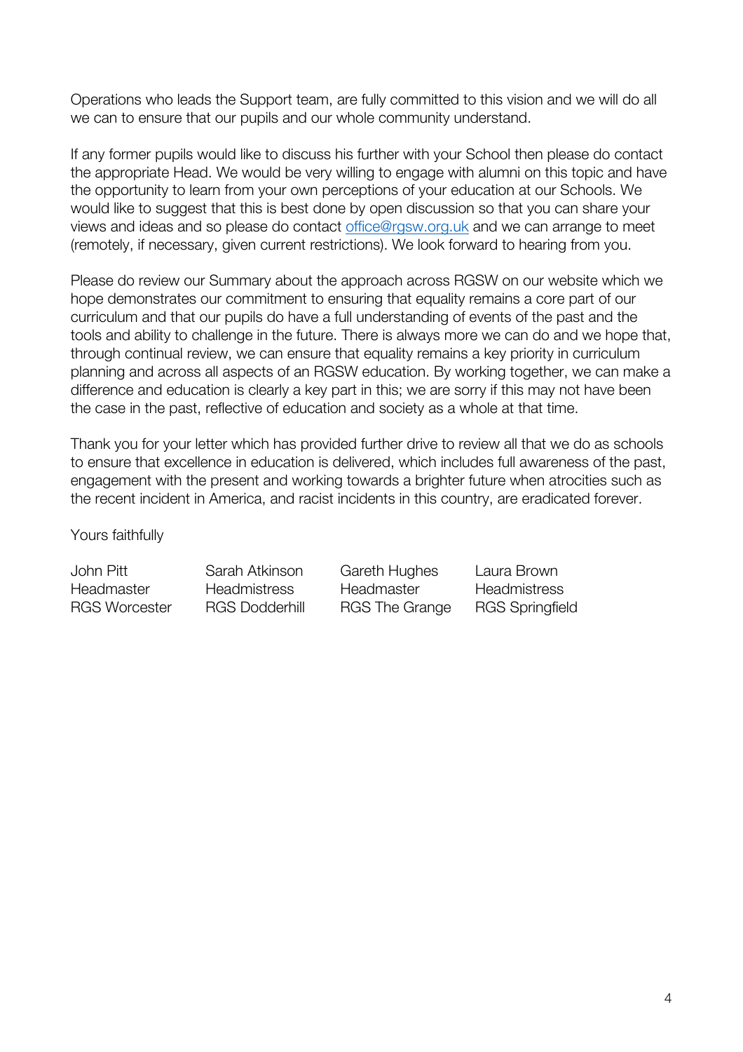Operations who leads the Support team, are fully committed to this vision and we will do all we can to ensure that our pupils and our whole community understand.

If any former pupils would like to discuss his further with your School then please do contact the appropriate Head. We would be very willing to engage with alumni on this topic and have the opportunity to learn from your own perceptions of your education at our Schools. We would like to suggest that this is best done by open discussion so that you can share your views and ideas and so please do contact office@rgsw.org.uk and we can arrange to meet (remotely, if necessary, given current restrictions). We look forward to hearing from you.

Please do review our Summary about the approach across RGSW on our website which we hope demonstrates our commitment to ensuring that equality remains a core part of our curriculum and that our pupils do have a full understanding of events of the past and the tools and ability to challenge in the future. There is always more we can do and we hope that, through continual review, we can ensure that equality remains a key priority in curriculum planning and across all aspects of an RGSW education. By working together, we can make a difference and education is clearly a key part in this; we are sorry if this may not have been the case in the past, reflective of education and society as a whole at that time.

Thank you for your letter which has provided further drive to review all that we do as schools to ensure that excellence in education is delivered, which includes full awareness of the past, engagement with the present and working towards a brighter future when atrocities such as the recent incident in America, and racist incidents in this country, are eradicated forever.

Yours faithfully

John Pitt
Headmaster
RGS Worcester

Sarah Atkinson
Headmistress
RGS Dodderhill

Gareth Hughes
Headmaster
RGS The Grange

Laura Brown
Headmistress
RGS Springfield